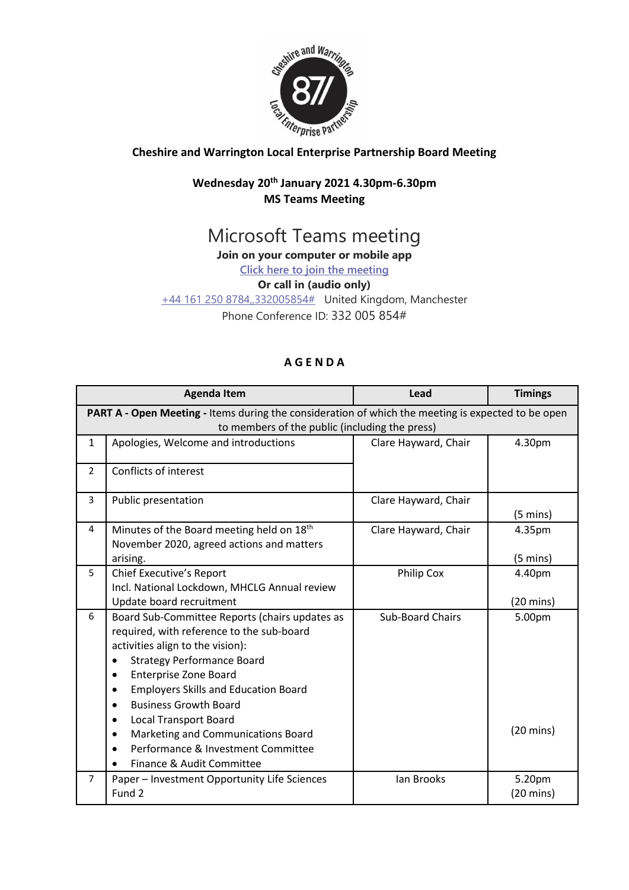**Cheshire and Warrington Local Enterprise Partnership Board Meeting**

**Wednesday 20th January 2021 4.30pm-6.30pm**
**MS Teams Meeting**

# Microsoft Teams meeting

**Join on your computer or mobile app**

Click here to join the meeting

**Or call in (audio only)**

+44 161 250 8784,,332005854# United Kingdom, Manchester

Phone Conference ID: 332 005 854#

## A G E N D A

| | Agenda Item | Lead | Timings |
|---|---|---|---|
| **PART A - Open Meeting -** Items during the consideration of which the meeting is expected to be open to members of the public (including the press) | | | |
| 1 | Apologies, Welcome and introductions | Clare Hayward, Chair | 4.30pm |
| 2 | Conflicts of interest | | |
| 3 | Public presentation | Clare Hayward, Chair | (5 mins) |
| 4 | Minutes of the Board meeting held on 18th November 2020, agreed actions and matters arising. | Clare Hayward, Chair | 4.35pm<br>(5 mins) |
| 5 | Chief Executive's Report<br>Incl. National Lockdown, MHCLG Annual review<br>Update board recruitment | Philip Cox | 4.40pm<br>(20 mins) |
| 6 | Board Sub-Committee Reports (chairs updates as required, with reference to the sub-board activities align to the vision):<br>• Strategy Performance Board<br>• Enterprise Zone Board<br>• Employers Skills and Education Board<br>• Business Growth Board<br>• Local Transport Board<br>• Marketing and Communications Board<br>• Performance & Investment Committee<br>• Finance & Audit Committee | Sub-Board Chairs | 5.00pm<br>(20 mins) |
| 7 | Paper – Investment Opportunity Life Sciences Fund 2 | Ian Brooks | 5.20pm<br>(20 mins) |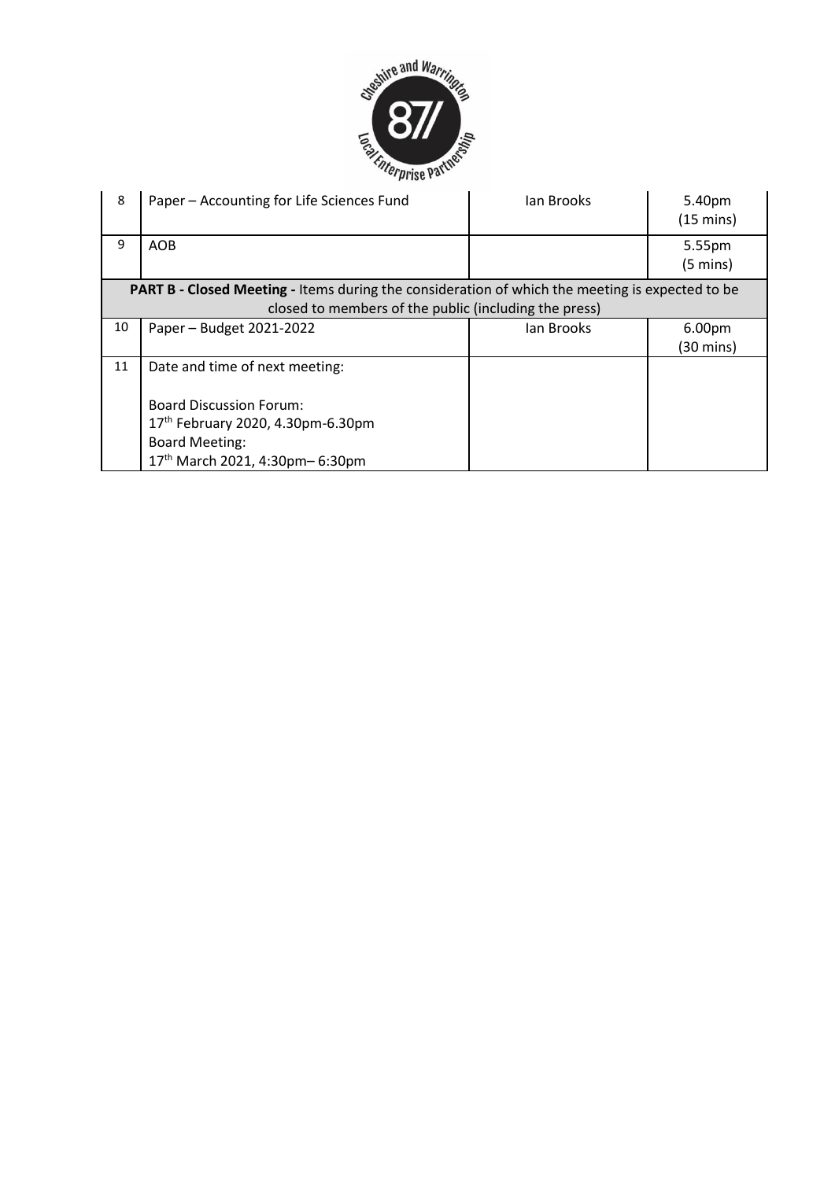| | | | |
|---|---|---|---|
| 8 | Paper – Accounting for Life Sciences Fund | Ian Brooks | 5.40pm (15 mins) |
| 9 | AOB | | 5.55pm (5 mins) |
| **PART B - Closed Meeting -** Items during the consideration of which the meeting is expected to be closed to members of the public (including the press) | | | |
| 10 | Paper – Budget 2021-2022 | Ian Brooks | 6.00pm (30 mins) |
| 11 | Date and time of next meeting:<br><br>Board Discussion Forum:<br>17th February 2020, 4.30pm-6.30pm<br>Board Meeting:<br>17th March 2021, 4:30pm– 6:30pm | | |